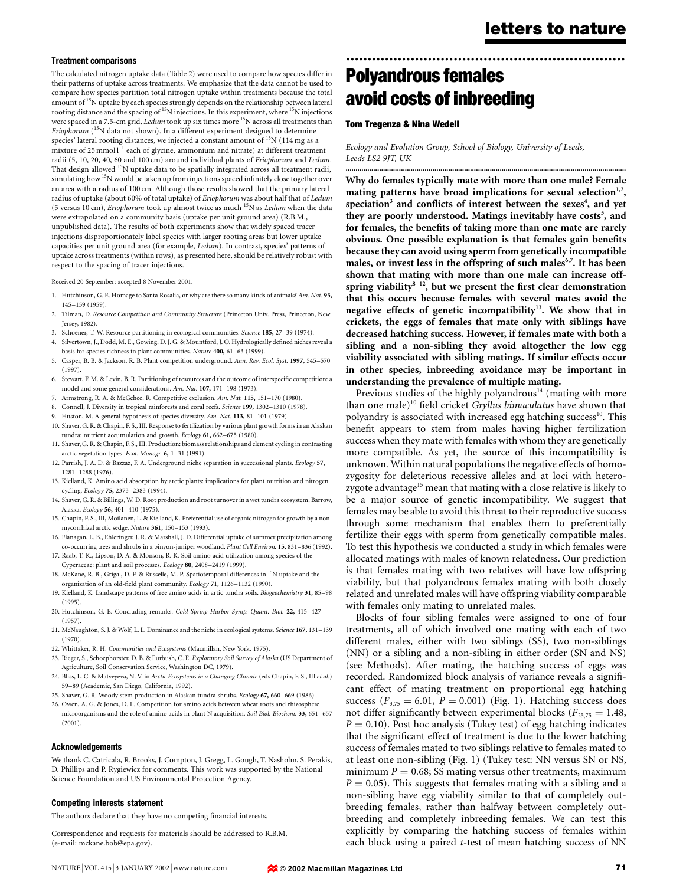### Treatment comparisons

The calculated nitrogen uptake data (Table 2) were used to compare how species differ in their patterns of uptake across treatments. We emphasize that the data cannot be used to compare how species partition total nitrogen uptake within treatments because the total amount of $^{15}N$ uptake by each species strongly depends on the relationship between lateral rooting distance and the spacing of $^{15}N$ injections. In this experiment, where $^{15}N$ injections were spaced in a 7.5-cm grid, *Ledum* took up six times more $^{15}N$ across all treatments than *Eriophorum* ($^{15}N$ data not shown). In a different experiment designed to determine species' lateral rooting distances, we injected a constant amount of $^{15}N$ (114 mg as a mixture of 25 mmol $l^{-1}$ each of glycine, ammonium and nitrate) at different treatment radii (5, 10, 20, 40, 60 and 100 cm) around individual plants of *Eriophorum* and *Ledum*. That design allowed $^{15}N$ uptake data to be spatially integrated across all treatment radii, simulating how $^{15}N$ would be taken up from injections spaced infinitely close together over an area with a radius of 100 cm. Although those results showed that the primary lateral radius of uptake (about 60% of total uptake) of *Eriophorum* was about half that of *Ledum* (5 versus 10 cm), *Eriophorum* took up almost twice as much $^{15}N$ as *Ledum* when the data were extrapolated on a community basis (uptake per unit ground area) (R.B.M., unpublished data). The results of both experiments show that widely spaced tracer injections disproportionately label species with larger rooting areas but lower uptake capacities per unit ground area (for example, *Ledum*). In contrast, species' patterns of uptake across treatments (within rows), as presented here, should be relatively robust with respect to the spacing of tracer injections.

Received 20 September; accepted 8 November 2001.

1. Hutchinson, G. E. Homage to Santa Rosalia, or why are there so many kinds of animals? *Am. Nat.* **93,** 145–159 (1959).
2. Tilman, D. *Resource Competition and Community Structure* (Princeton Univ. Press, Princeton, New Jersey, 1982).
3. Schoener, T. W. Resource partitioning in ecological communities. *Science* **185,** 27–39 (1974).
4. Silvertown, J., Dodd, M. E., Gowing, D. J. G. & Mountford, J. O. Hydrologically defined niches reveal a basis for species richness in plant communities. *Nature* **400,** 61–63 (1999).
5. Casper, B. B. & Jackson, R. B. Plant competition underground. *Ann. Rev. Ecol. Syst.* **1997,** 545–570 (1997).
6. Stewart, F. M. & Levin, B. R. Partitioning of resources and the outcome of interspecific competition: a model and some general considerations. *Am. Nat.* **107,** 171–198 (1973).
7. Armstrong, R. A. & McGehee, R. Competitive exclusion. *Am. Nat.* **115,** 151–170 (1980).
8. Connell, J. Diversity in tropical rainforests and coral reefs. *Science* **199,** 1302–1310 (1978).
9. Huston, M. A general hypothesis of species diversity. *Am. Nat.* **113,** 81–101 (1979).
10. Shaver, G. R. & Chapin, F. S., III. Response to fertilization by various plant growth forms in an Alaskan tundra: nutrient accumulation and growth. *Ecology* **61,** 662–675 (1980).
11. Shaver, G. R. & Chapin, F. S., III. Production: biomass relationships and element cycling in contrasting arctic vegetation types. *Ecol. Monogr.* **6,** 1–31 (1991).
12. Parrish, J. A. D. & Bazzaz, F. A. Underground niche separation in successional plants. *Ecology* **57,** 1281–1288 (1976).
13. Kielland, K. Amino acid absorption by arctic plants: implications for plant nutrition and nitrogen cycling. *Ecology* **75,** 2373–2383 (1994).
14. Shaver, G. R. & Billings, W. D. Root production and root turnover in a wet tundra ecosystem, Barrow, Alaska. *Ecology* **56,** 401–410 (1975).
15. Chapin, F. S., III, Moilanen, L. & Kielland, K. Preferential use of organic nitrogen for growth by a non-mycorrhizal arctic sedge. *Nature* **361,** 150–153 (1993).
16. Flanagan, L. B., Ehleringer, J. R. & Marshall, J. D. Differential uptake of summer precipitation among co-occurring trees and shrubs in a pinyon-juniper woodland. *Plant Cell Environ.* **15,** 831–836 (1992).
17. Raab, T. K., Lipson, D. A. & Monson, R. K. Soil amino acid utilization among species of the Cyperaceae: plant and soil processes. *Ecology* **80,** 2408–2419 (1999).
18. McKane, R. B., Grigal, D. F. & Russelle, M. P. Spatiotemporal differences in $^{15}N$ uptake and the organization of an old-field plant community. *Ecology* **71,** 1126–1132 (1990).
19. Kielland, K. Landscape patterns of free amino acids in artic tundra soils. *Biogeochemistry* **31,** 85–98 (1995).
20. Hutchinson, G. E. Concluding remarks. *Cold Spring Harbor Symp. Quant. Biol.* **22,** 415–427 (1957).
21. McNaughton, S. J. & Wolf, L. L. Dominance and the niche in ecological systems. *Science* **167,** 131–139 (1970).
22. Whittaker, R. H. *Communities and Ecosystems* (Macmillan, New York, 1975).
23. Rieger, S., Schoephorster, D. B. & Furbush, C. E. *Exploratory Soil Survey of Alaska* (US Department of Agriculture, Soil Conservation Service, Washington DC, 1979).
24. Bliss, L. C. & Matveyeva, N. V. in *Arctic Ecosystems in a Changing Climate* (eds Chapin, F. S., III *et al.*) 59–89 (Academic, San Diego, California, 1992).
25. Shaver, G. R. Woody stem production in Alaskan tundra shrubs. *Ecology* **67,** 660–669 (1986).
26. Owen, A. G. & Jones, D. L. Competition for amino acids between wheat roots and rhizosphere microorganisms and the role of amino acids in plant N acquisition. *Soil Biol. Biochem.* **33,** 651–657 (2001).

### Acknowledgements

We thank C. Catricala, R. Brooks, J. Compton, J. Gregg, L. Gough, T. Nasholm, S. Perakis, D. Phillips and P. Rygiewicz for comments. This work was supported by the National Science Foundation and US Environmental Protection Agency.

### Competing interests statement

The authors declare that they have no competing financial interests.

Correspondence and requests for materials should be addressed to R.B.M. (e-mail: mckane.bob@epa.gov).

# Polyandrous females avoid costs of inbreeding

**Tom Tregenza & Nina Wedell**

*Ecology and Evolution Group, School of Biology, University of Leeds, Leeds LS2 9JT, UK*

**Why do females typically mate with more than one male? Female mating patterns have broad implications for sexual selection[1,2], speciation[3] and conflicts of interest between the sexes[4], and yet they are poorly understood. Matings inevitably have costs[5], and for females, the benefits of taking more than one mate are rarely obvious. One possible explanation is that females gain benefits because they can avoid using sperm from genetically incompatible males, or invest less in the offspring of such males[6,7]. It has been shown that mating with more than one male can increase offspring viability[8–12], but we present the first clear demonstration that this occurs because females with several mates avoid the negative effects of genetic incompatibility[13]. We show that in crickets, the eggs of females that mate only with siblings have decreased hatching success. However, if females mate with both a sibling and a non-sibling they avoid altogether the low egg viability associated with sibling matings. If similar effects occur in other species, inbreeding avoidance may be important in understanding the prevalence of multiple mating.**

Previous studies of the highly polyandrous[14] (mating with more than one male)[10] field cricket *Gryllus bimaculatus* have shown that polyandry is associated with increased egg hatching success[10]. This benefit appears to stem from males having higher fertilization success when they mate with females with whom they are genetically more compatible. As yet, the source of this incompatibility is unknown. Within natural populations the negative effects of homozygosity for deleterious recessive alleles and at loci with heterozygote advantage[15] mean that mating with a close relative is likely to be a major source of genetic incompatibility. We suggest that females may be able to avoid this threat to their reproductive success through some mechanism that enables them to preferentially fertilize their eggs with sperm from genetically compatible males. To test this hypothesis we conducted a study in which females were allocated matings with males of known relatedness. Our prediction is that females mating with two relatives will have low offspring viability, but that polyandrous females mating with both closely related and unrelated males will have offspring viability comparable with females only mating to unrelated males.

Blocks of four sibling females were assigned to one of four treatments, all of which involved one mating with each of two different males, either with two siblings (SS), two non-siblings (NN) or a sibling and a non-sibling in either order (SN and NS) (see Methods). After mating, the hatching success of eggs was recorded. Randomized block analysis of variance reveals a significant effect of mating treatment on proportional egg hatching success ($F_{3,75} = 6.01$, $P = 0.001$) (Fig. 1). Hatching success does not differ significantly between experimental blocks ($F_{25,75} = 1.48$, $P = 0.10$). Post hoc analysis (Tukey test) of egg hatching indicates that the significant effect of treatment is due to the lower hatching success of females mated to two siblings relative to females mated to at least one non-sibling (Fig. 1) (Tukey test: NN versus SN or NS, minimum $P = 0.68$; SS mating versus other treatments, maximum $P = 0.05$). This suggests that females mating with a sibling and a non-sibling have egg viability similar to that of completely outbreeding females, rather than halfway between completely outbreeding and completely inbreeding females. We can test this explicitly by comparing the hatching success of females within each block using a paired *t*-test of mean hatching success of NN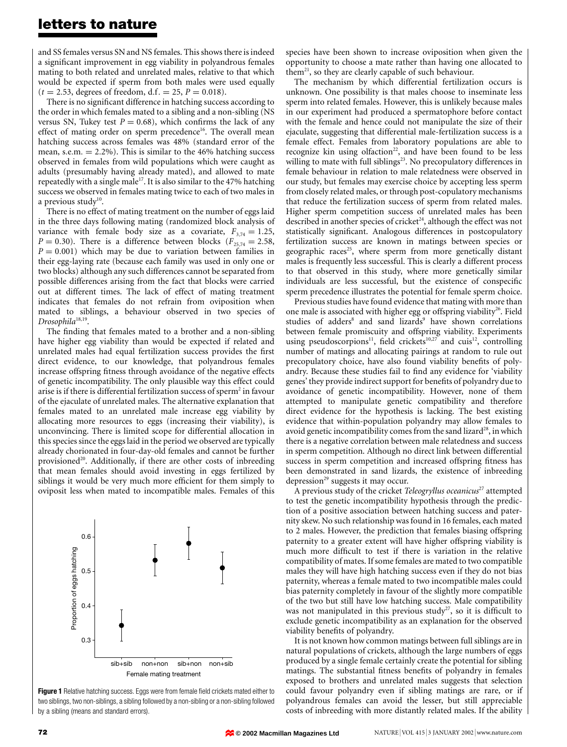and SS females versus SN and NS females. This shows there is indeed a significant improvement in egg viability in polyandrous females mating to both related and unrelated males, relative to that which would be expected if sperm from both males were used equally ($t = 2.53$, degrees of freedom, d.f. $= 25$, $P = 0.018$).

There is no significant difference in hatching success according to the order in which females mated to a sibling and a non-sibling (NS versus SN, Tukey test $P = 0.68$), which confirms the lack of any effect of mating order on sperm precedence[16]. The overall mean hatching success across females was 48% (standard error of the mean, s.e.m. $= 2.2\%$). This is similar to the 46% hatching success observed in females from wild populations which were caught as adults (presumably having already mated), and allowed to mate repeatedly with a single male[17]. It is also similar to the 47% hatching success we observed in females mating twice to each of two males in a previous study[10].

There is no effect of mating treatment on the number of eggs laid in the three days following mating (randomized block analysis of variance with female body size as a covariate, $F_{3,74} = 1.25$, $P = 0.30$). There is a difference between blocks ($F_{25,74} = 2.58$, $P = 0.001$) which may be due to variation between families in their egg-laying rate (because each family was used in only one or two blocks) although any such differences cannot be separated from possible differences arising from the fact that blocks were carried out at different times. The lack of effect of mating treatment indicates that females do not refrain from oviposition when mated to siblings, a behaviour observed in two species of *Drosophila*[18,19].

The finding that females mated to a brother and a non-sibling have higher egg viability than would be expected if related and unrelated males had equal fertilization success provides the first direct evidence, to our knowledge, that polyandrous females increase offspring fitness through avoidance of the negative effects of genetic incompatibility. The only plausible way this effect could arise is if there is differential fertilization success of sperm[2] in favour of the ejaculate of unrelated males. The alternative explanation that females mated to an unrelated male increase egg viability by allocating more resources to eggs (increasing their viability), is unconvincing. There is limited scope for differential allocation in this species since the eggs laid in the period we observed are typically already chorionated in four-day-old females and cannot be further provisioned[20]. Additionally, if there are other costs of inbreeding that mean females should avoid investing in eggs fertilized by siblings it would be very much more efficient for them simply to oviposit less when mated to incompatible males. Females of this species have been shown to increase oviposition when given the opportunity to choose a mate rather than having one allocated to them[21], so they are clearly capable of such behaviour.

**Figure 1** Relative hatching success. Eggs were from female field crickets mated either to two siblings, two non-siblings, a sibling followed by a non-sibling or a non-sibling followed by a sibling (means and standard errors).

The mechanism by which differential fertilization occurs is unknown. One possibility is that males choose to inseminate less sperm into related females. However, this is unlikely because males in our experiment had produced a spermatophore before contact with the female and hence could not manipulate the size of their ejaculate, suggesting that differential male-fertilization success is a female effect. Females from laboratory populations are able to recognize kin using olfaction[22], and have been found to be less willing to mate with full siblings[23]. No precopulatory differences in female behaviour in relation to male relatedness were observed in our study, but females may exercise choice by accepting less sperm from closely related males, or through post-copulatory mechanisms that reduce the fertilization success of sperm from related males. Higher sperm competition success of unrelated males has been described in another species of cricket[24], although the effect was not statistically significant. Analogous differences in postcopulatory fertilization success are known in matings between species or geographic races[25], where sperm from more genetically distant males is frequently less successful. This is clearly a different process to that observed in this study, where more genetically similar individuals are less successful, but the existence of conspecific sperm precedence illustrates the potential for female sperm choice.

Previous studies have found evidence that mating with more than one male is associated with higher egg or offspring viability[26]. Field studies of adders[8] and sand lizards[9] have shown correlations between female promiscuity and offspring viability. Experiments using pseudoscorpions[11], field crickets[10,27] and cuis[12], controlling number of matings and allocating pairings at random to rule out precopulatory choice, have also found viability benefits of polyandry. Because these studies fail to find any evidence for 'viability genes' they provide indirect support for benefits of polyandry due to avoidance of genetic incompatibility. However, none of them attempted to manipulate genetic compatibility and therefore direct evidence for the hypothesis is lacking. The best existing evidence that within-population polyandry may allow females to avoid genetic incompatibility comes from the sand lizard[28], in which there is a negative correlation between male relatedness and success in sperm competition. Although no direct link between differential success in sperm competition and increased offspring fitness has been demonstrated in sand lizards, the existence of inbreeding depression[29] suggests it may occur.

A previous study of the cricket *Teleogryllus oceanicus*[27] attempted to test the genetic incompatibility hypothesis through the prediction of a positive association between hatching success and paternity skew. No such relationship was found in 16 females, each mated to 2 males. However, the prediction that females biasing offspring paternity to a greater extent will have higher offspring viability is much more difficult to test if there is variation in the relative compatibility of mates. If some females are mated to two compatible males they will have high hatching success even if they do not bias paternity, whereas a female mated to two incompatible males could bias paternity completely in favour of the slightly more compatible of the two but still have low hatching success. Male compatibility was not manipulated in this previous study[27], so it is difficult to exclude genetic incompatibility as an explanation for the observed viability benefits of polyandry.

It is not known how common matings between full siblings are in natural populations of crickets, although the large numbers of eggs produced by a single female certainly create the potential for sibling matings. The substantial fitness benefits of polyandry in females exposed to brothers and unrelated males suggests that selection could favour polyandry even if sibling matings are rare, or if polyandrous females can avoid the lesser, but still appreciable costs of inbreeding with more distantly related males. If the ability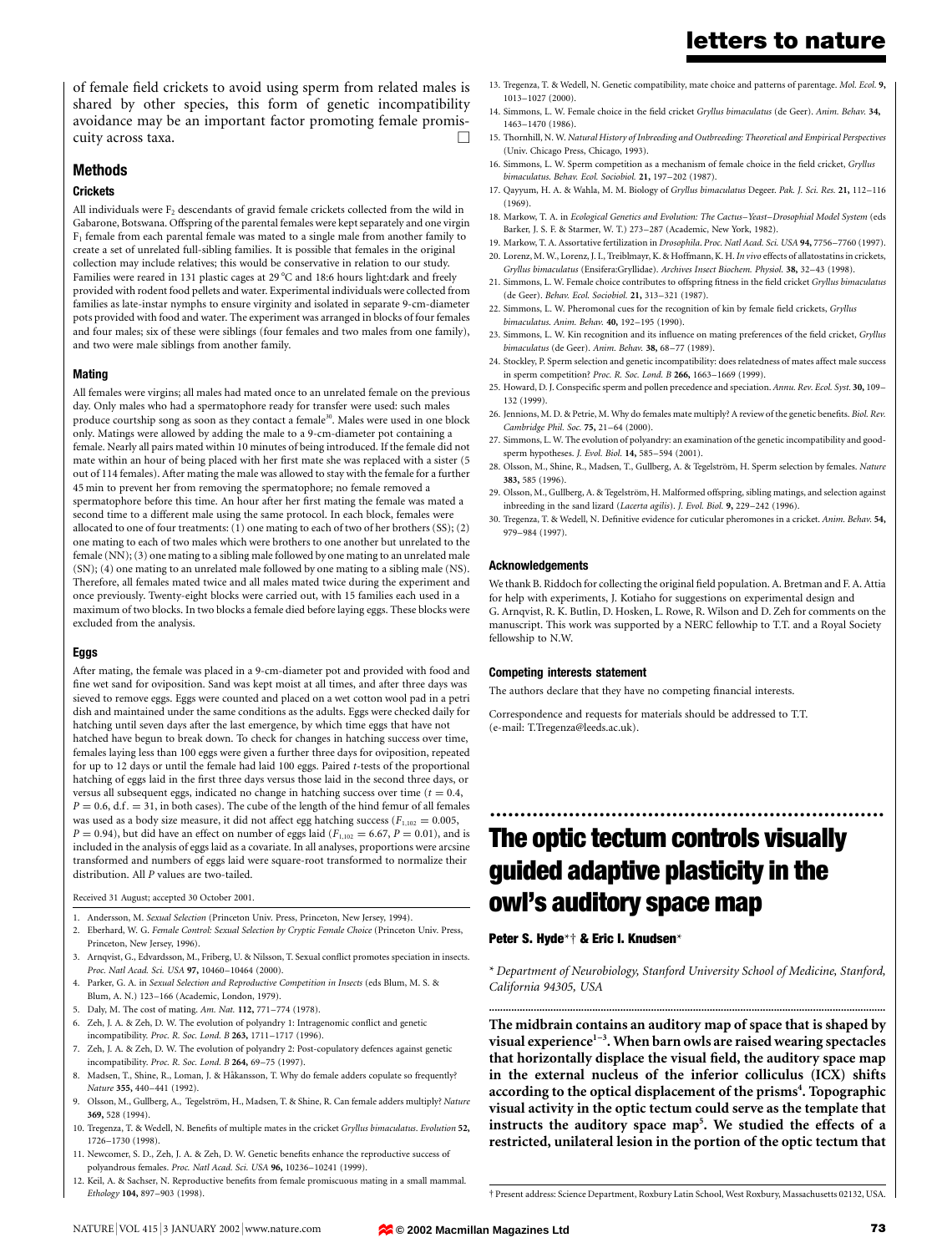of female field crickets to avoid using sperm from related males is shared by other species, this form of genetic incompatibility avoidance may be an important factor promoting female promiscuity across taxa. □

## Methods

### Crickets

All individuals were $F_2$ descendants of gravid female crickets collected from the wild in Gabarone, Botswana. Offspring of the parental females were kept separately and one virgin $F_1$ female from each parental female was mated to a single male from another family to create a set of unrelated full-sibling families. It is possible that females in the original collection may include relatives; this would be conservative in relation to our study. Families were reared in 131 plastic cages at 29 °C and 18:6 hours light:dark and freely provided with rodent food pellets and water. Experimental individuals were collected from families as late-instar nymphs to ensure virginity and isolated in separate 9-cm-diameter pots provided with food and water. The experiment was arranged in blocks of four females and four males; six of these were siblings (four females and two males from one family), and two were male siblings from another family.

### Mating

All females were virgins; all males had mated once to an unrelated female on the previous day. Only males who had a spermatophore ready for transfer were used: such males produce courtship song as soon as they contact a female[30]. Males were used in one block only. Matings were allowed by adding the male to a 9-cm-diameter pot containing a female. Nearly all pairs mated within 10 minutes of being introduced. If the female did not mate within an hour of being placed with her first mate she was replaced with a sister (5 out of 114 females). After mating the male was allowed to stay with the female for a further 45 min to prevent her from removing the spermatophore; no female removed a spermatophore before this time. An hour after her first mating the female was mated a second time to a different male using the same protocol. In each block, females were allocated to one of four treatments: (1) one mating to each of two of her brothers (SS); (2) one mating to each of two males which were brothers to one another but unrelated to the female (NN); (3) one mating to a sibling male followed by one mating to an unrelated male (SN); (4) one mating to an unrelated male followed by one mating to a sibling male (NS). Therefore, all females mated twice and all males mated twice during the experiment and once previously. Twenty-eight blocks were carried out, with 15 families each used in a maximum of two blocks. In two blocks a female died before laying eggs. These blocks were excluded from the analysis.

### Eggs

After mating, the female was placed in a 9-cm-diameter pot and provided with food and fine wet sand for oviposition. Sand was kept moist at all times, and after three days was sieved to remove eggs. Eggs were counted and placed on a wet cotton wool pad in a petri dish and maintained under the same conditions as the adults. Eggs were checked daily for hatching until seven days after the last emergence, by which time eggs that have not hatched have begun to break down. To check for changes in hatching success over time, females laying less than 100 eggs were given a further three days for oviposition, repeated for up to 12 days or until the female had laid 100 eggs. Paired $t$-tests of the proportional hatching of eggs laid in the first three days versus those laid in the second three days, or versus all subsequent eggs, indicated no change in hatching success over time ($t = 0.4$, $P = 0.6$, d.f. $= 31$, in both cases). The cube of the length of the hind femur of all females was used as a body size measure, it did not affect egg hatching success ($F_{1,102} = 0.005$, $P = 0.94$), but did have an effect on number of eggs laid ($F_{1,102} = 6.67$, $P = 0.01$), and is included in the analysis of eggs laid as a covariate. In all analyses, proportions were arcsine transformed and numbers of eggs laid were square-root transformed to normalize their distribution. All $P$ values are two-tailed.

Received 31 August; accepted 30 October 2001.

1. Andersson, M. *Sexual Selection* (Princeton Univ. Press, Princeton, New Jersey, 1994).
2. Eberhard, W. G. *Female Control: Sexual Selection by Cryptic Female Choice* (Princeton Univ. Press, Princeton, New Jersey, 1996).
3. Arnqvist, G., Edvardsson, M., Friberg, U. & Nilsson, T. Sexual conflict promotes speciation in insects. *Proc. Natl Acad. Sci. USA* **97,** 10460–10464 (2000).
4. Parker, G. A. in *Sexual Selection and Reproductive Competition in Insects* (eds Blum, M. S. & Blum, A. N.) 123–166 (Academic, London, 1979).
5. Daly, M. The cost of mating. *Am. Nat.* **112,** 771–774 (1978).
6. Zeh, J. A. & Zeh, D. W. The evolution of polyandry 1: Intragenomic conflict and genetic incompatibility. *Proc. R. Soc. Lond. B* **263,** 1711–1717 (1996).
7. Zeh, J. A. & Zeh, D. W. The evolution of polyandry 2: Post-copulatory defences against genetic incompatibility. *Proc. R. Soc. Lond. B* **264,** 69–75 (1997).
8. Madsen, T., Shine, R., Loman, J. & Håkansson, T. Why do female adders copulate so frequently? *Nature* **355,** 440–441 (1992).
9. Olsson, M., Gullberg, A., Tegelström, H., Madsen, T. & Shine, R. Can female adders multiply? *Nature* **369,** 528 (1994).
10. Tregenza, T. & Wedell, N. Benefits of multiple mates in the cricket *Gryllus bimaculatus*. *Evolution* **52,** 1726–1730 (1998).
11. Newcomer, S. D., Zeh, J. A. & Zeh, D. W. Genetic benefits enhance the reproductive success of polyandrous females. *Proc. Natl Acad. Sci. USA* **96,** 10236–10241 (1999).
12. Keil, A. & Sachser, N. Reproductive benefits from female promiscuous mating in a small mammal. *Ethology* **104,** 897–903 (1998).
13. Tregenza, T. & Wedell, N. Genetic compatibility, mate choice and patterns of parentage. *Mol. Ecol.* **9,** 1013–1027 (2000).
14. Simmons, L. W. Female choice in the field cricket *Gryllus bimaculatus* (de Geer). *Anim. Behav.* **34,** 1463–1470 (1986).
15. Thornhill, N. W. *Natural History of Inbreeding and Outbreeding: Theoretical and Empirical Perspectives* (Univ. Chicago Press, Chicago, 1993).
16. Simmons, L. W. Sperm competition as a mechanism of female choice in the field cricket, *Gryllus bimaculatus*. *Behav. Ecol. Sociobiol.* **21,** 197–202 (1987).
17. Qayyum, H. A. & Wahla, M. M. Biology of *Gryllus bimaculatus* Degeer. *Pak. J. Sci. Res.* **21,** 112–116 (1969).
18. Markow, T. A. in *Ecological Genetics and Evolution: The Cactus–Yeast–Drosophila Model System* (eds Barker, J. S. F. & Starmer, W. T.) 273–287 (Academic, New York, 1982).
19. Markow, T. A. Assortative fertilization in *Drosophila*. *Proc. Natl Acad. Sci. USA* **94,** 7756–7760 (1997).
20. Lorenz, M. W., Lorenz, J. I., Treiblmayr, K. & Hoffmann, K. H. *In vivo* effects of allatostatins in crickets, *Gryllus bimaculatus* (Ensifera:Gryllidae). *Archives Insect Biochem. Physiol.* **38,** 32–43 (1998).
21. Simmons, L. W. Female choice contributes to offspring fitness in the field cricket *Gryllus bimaculatus* (de Geer). *Behav. Ecol. Sociobiol.* **21,** 313–321 (1987).
22. Simmons, L. W. Pheromonal cues for the recognition of kin by female field crickets, *Gryllus bimaculatus*. *Anim. Behav.* **40,** 192–195 (1990).
23. Simmons, L. W. Kin recognition and its influence on mating preferences of the field cricket, *Gryllus bimaculatus* (de Geer). *Anim. Behav.* **38,** 68–77 (1989).
24. Stockley, P. Sperm selection and genetic incompatibility: does relatedness of mates affect male success in sperm competition? *Proc. R. Soc. Lond. B* **266,** 1663–1669 (1999).
25. Howard, D. J. Conspecific sperm and pollen precedence and speciation. *Annu. Rev. Ecol. Syst.* **30,** 109–132 (1999).
26. Jennions, M. D. & Petrie, M. Why do females mate multiply? A review of the genetic benefits. *Biol. Rev. Cambridge Phil. Soc.* **75,** 21–64 (2000).
27. Simmons, L. W. The evolution of polyandry: an examination of the genetic incompatibility and good-sperm hypotheses. *J. Evol. Biol.* **14,** 585–594 (2001).
28. Olsson, M., Shine, R., Madsen, T., Gullberg, A. & Tegelström, H. Sperm selection by females. *Nature* **383,** 585 (1996).
29. Olsson, M., Gullberg, A. & Tegelström, H. Malformed offspring, sibling matings, and selection against inbreeding in the sand lizard (*Lacerta agilis*). *J. Evol. Biol.* **9,** 229–242 (1996).
30. Tregenza, T. & Wedell, N. Definitive evidence for cuticular pheromones in a cricket. *Anim. Behav.* **54,** 979–984 (1997).

### Acknowledgements

We thank B. Riddoch for collecting the original field population. A. Bretman and F. A. Attia for help with experiments, J. Kotiaho for suggestions on experimental design and G. Arnqvist, R. K. Butlin, D. Hosken, L. Rowe, R. Wilson and D. Zeh for comments on the manuscript. This work was supported by a NERC fellowship to T.T. and a Royal Society fellowship to N.W.

### Competing interests statement

The authors declare that they have no competing financial interests.

Correspondence and requests for materials should be addressed to T.T. (e-mail: T.Tregenza@leeds.ac.uk).

# The optic tectum controls visually guided adaptive plasticity in the owl's auditory space map

**Peter S. Hyde*† & Eric I. Knudsen***

*\* Department of Neurobiology, Stanford University School of Medicine, Stanford, California 94305, USA*

**The midbrain contains an auditory map of space that is shaped by visual experience[1–3]. When barn owls are raised wearing spectacles that horizontally displace the visual field, the auditory space map in the external nucleus of the inferior colliculus (ICX) shifts according to the optical displacement of the prisms[4]. Topographic visual activity in the optic tectum could serve as the template that instructs the auditory space map[5]. We studied the effects of a restricted, unilateral lesion in the portion of the optic tectum that**

† Present address: Science Department, Roxbury Latin School, West Roxbury, Massachusetts 02132, USA.